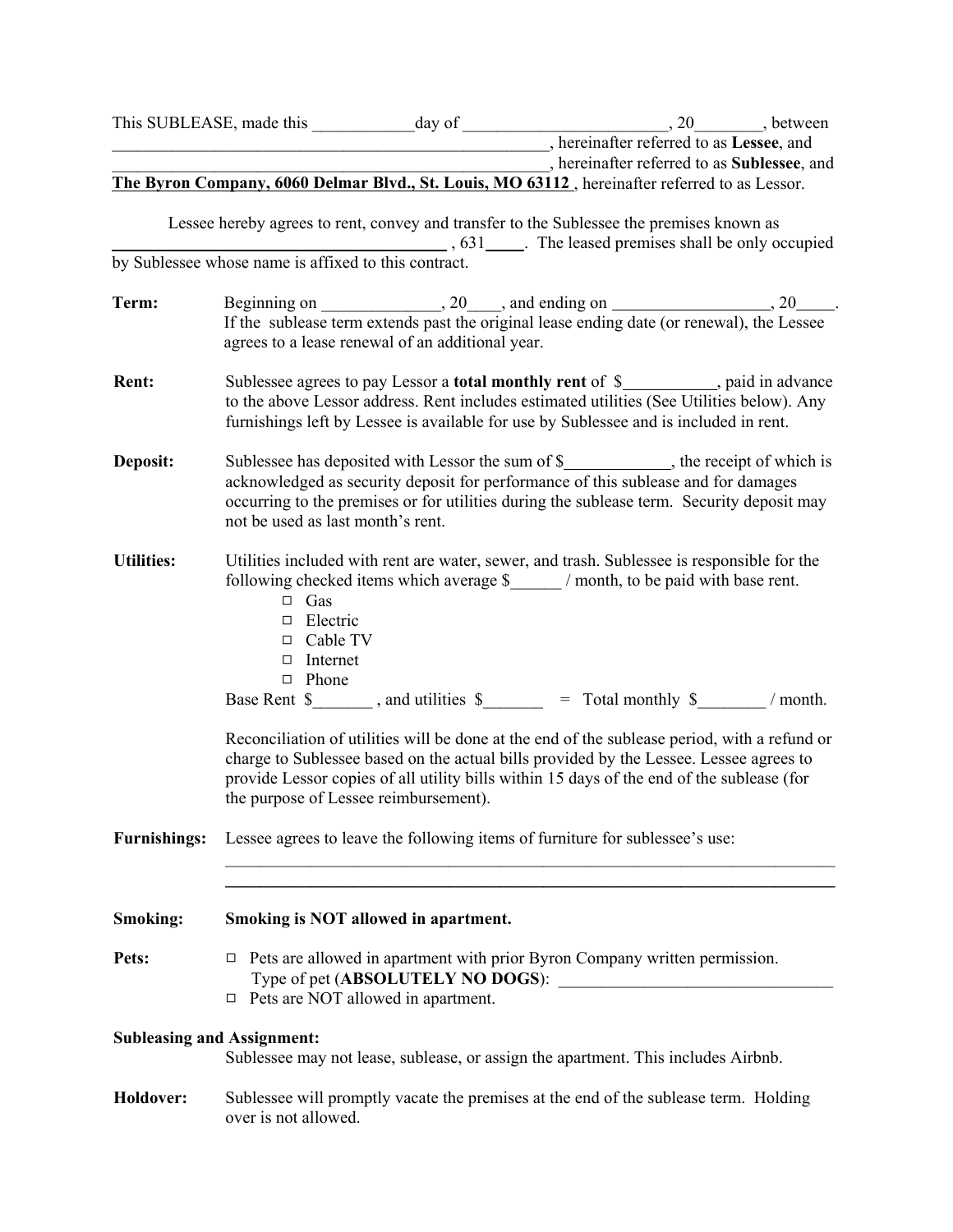This SUBLEASE, made this ____________day of ________________________, 20________, between ____________________________________________________, hereinafter referred to as **Lessee**, and ____________________________________________________, hereinafter referred to as **Sublessee**, and **The Byron Company, 6060 Delmar Blvd., St. Louis, MO 63112** , hereinafter referred to as Lessor.

Lessee hereby agrees to rent, convey and transfer to the Sublessee the premises known as ________________________________________ , 631____. The leased premises shall be only occupied by Sublessee whose name is affixed to this contract.

**Term:** Beginning on ______________, 20____, and ending on __________________, 20____. If the sublease term extends past the original lease ending date (or renewal), the Lessee agrees to a lease renewal of an additional year.

**Rent:** Sublessee agrees to pay Lessor a **total monthly rent** of $___________, paid in advance to the above Lessor address. Rent includes estimated utilities (See Utilities below). Any furnishings left by Lessee is available for use by Sublessee and is included in rent.

**Deposit:** Sublessee has deposited with Lessor the sum of $____________, the receipt of which is acknowledged as security deposit for performance of this sublease and for damages occurring to the premises or for utilities during the sublease term. Security deposit may not be used as last month's rent.

**Utilities:** Utilities included with rent are water, sewer, and trash. Sublessee is responsible for the following checked items which average $______ / month, to be paid with base rent.

- ☐ Gas
- ☐ Electric
- ☐ Cable TV
- ☐ Internet
- ☐ Phone

Base Rent $_______ , and utilities $_______ = Total monthly $________ / month.

Reconciliation of utilities will be done at the end of the sublease period, with a refund or charge to Sublessee based on the actual bills provided by the Lessee. Lessee agrees to provide Lessor copies of all utility bills within 15 days of the end of the sublease (for the purpose of Lessee reimbursement).

**Furnishings:** Lessee agrees to leave the following items of furniture for sublessee's use:

___________________________________________________________________________

___________________________________________________________________________

**Smoking:** **Smoking is NOT allowed in apartment.**

**Pets:**

- ☐ Pets are allowed in apartment with prior Byron Company written permission. Type of pet (**ABSOLUTELY NO DOGS**): ________________________________
- ☐ Pets are NOT allowed in apartment.

**Subleasing and Assignment:**
Sublessee may not lease, sublease, or assign the apartment. This includes Airbnb.

**Holdover:** Sublessee will promptly vacate the premises at the end of the sublease term. Holding over is not allowed.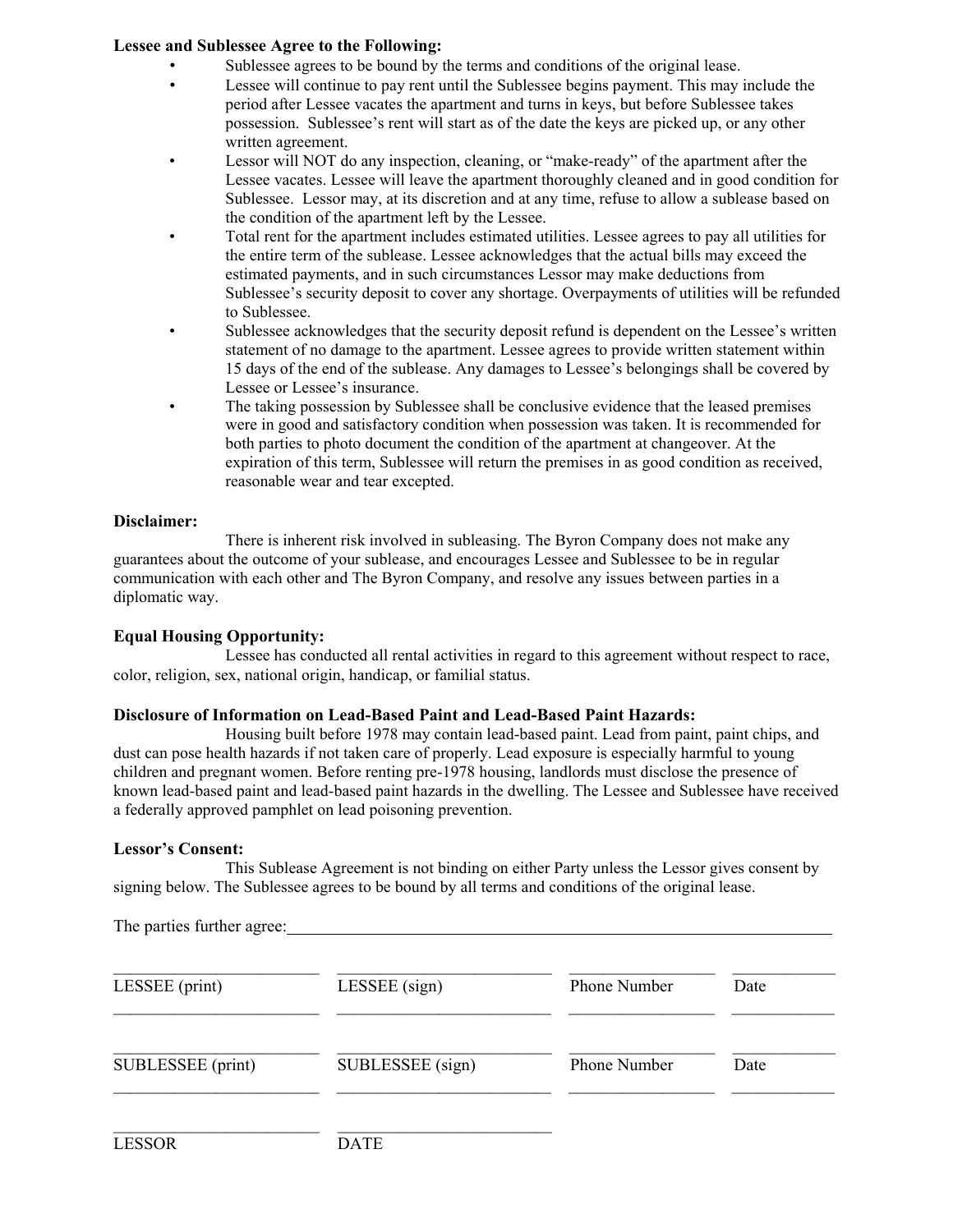**Lessee and Sublessee Agree to the Following:**

- Sublessee agrees to be bound by the terms and conditions of the original lease.
- Lessee will continue to pay rent until the Sublessee begins payment. This may include the period after Lessee vacates the apartment and turns in keys, but before Sublessee takes possession. Sublessee's rent will start as of the date the keys are picked up, or any other written agreement.
- Lessor will NOT do any inspection, cleaning, or "make-ready" of the apartment after the Lessee vacates. Lessee will leave the apartment thoroughly cleaned and in good condition for Sublessee. Lessor may, at its discretion and at any time, refuse to allow a sublease based on the condition of the apartment left by the Lessee.
- Total rent for the apartment includes estimated utilities. Lessee agrees to pay all utilities for the entire term of the sublease. Lessee acknowledges that the actual bills may exceed the estimated payments, and in such circumstances Lessor may make deductions from Sublessee's security deposit to cover any shortage. Overpayments of utilities will be refunded to Sublessee.
- Sublessee acknowledges that the security deposit refund is dependent on the Lessee's written statement of no damage to the apartment. Lessee agrees to provide written statement within 15 days of the end of the sublease. Any damages to Lessee's belongings shall be covered by Lessee or Lessee's insurance.
- The taking possession by Sublessee shall be conclusive evidence that the leased premises were in good and satisfactory condition when possession was taken. It is recommended for both parties to photo document the condition of the apartment at changeover. At the expiration of this term, Sublessee will return the premises in as good condition as received, reasonable wear and tear excepted.

**Disclaimer:**

There is inherent risk involved in subleasing. The Byron Company does not make any guarantees about the outcome of your sublease, and encourages Lessee and Sublessee to be in regular communication with each other and The Byron Company, and resolve any issues between parties in a diplomatic way.

**Equal Housing Opportunity:**

Lessee has conducted all rental activities in regard to this agreement without respect to race, color, religion, sex, national origin, handicap, or familial status.

**Disclosure of Information on Lead-Based Paint and Lead-Based Paint Hazards:**

Housing built before 1978 may contain lead-based paint. Lead from paint, paint chips, and dust can pose health hazards if not taken care of properly. Lead exposure is especially harmful to young children and pregnant women. Before renting pre-1978 housing, landlords must disclose the presence of known lead-based paint and lead-based paint hazards in the dwelling. The Lessee and Sublessee have received a federally approved pamphlet on lead poisoning prevention.

**Lessor's Consent:**

This Sublease Agreement is not binding on either Party unless the Lessor gives consent by signing below. The Sublessee agrees to be bound by all terms and conditions of the original lease.

The parties further agree:______________________________________________________________

| | | | |
|---|---|---|---|
| ________________________ | ________________________ | ________________ | ____________ |
| LESSEE (print) | LESSEE (sign) | Phone Number | Date |
| ________________________ | ________________________ | ________________ | ____________ |
| SUBLESSEE (print) | SUBLESSEE (sign) | Phone Number | Date |
| ________________________ | ________________________ | | |
| LESSOR | DATE | | |